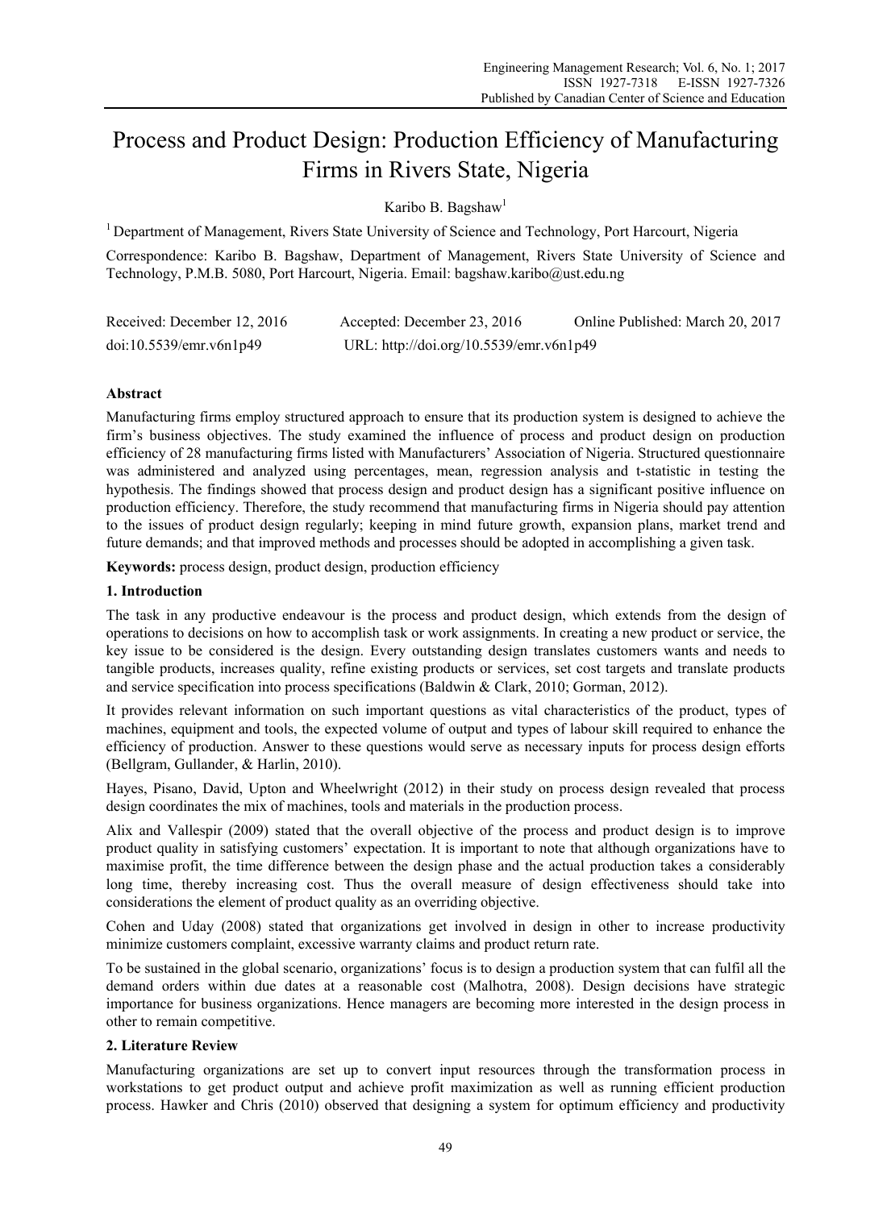# Process and Product Design: Production Efficiency of Manufacturing Firms in Rivers State, Nigeria

Karibo B. Bagshaw[1]

[1] Department of Management, Rivers State University of Science and Technology, Port Harcourt, Nigeria

Correspondence: Karibo B. Bagshaw, Department of Management, Rivers State University of Science and Technology, P.M.B. 5080, Port Harcourt, Nigeria. Email: bagshaw.karibo@ust.edu.ng

Received: December 12, 2016 Accepted: December 23, 2016 Online Published: March 20, 2017

doi:10.5539/emr.v6n1p49 URL: http://doi.org/10.5539/emr.v6n1p49

## Abstract

Manufacturing firms employ structured approach to ensure that its production system is designed to achieve the firm's business objectives. The study examined the influence of process and product design on production efficiency of 28 manufacturing firms listed with Manufacturers' Association of Nigeria. Structured questionnaire was administered and analyzed using percentages, mean, regression analysis and t-statistic in testing the hypothesis. The findings showed that process design and product design has a significant positive influence on production efficiency. Therefore, the study recommend that manufacturing firms in Nigeria should pay attention to the issues of product design regularly; keeping in mind future growth, expansion plans, market trend and future demands; and that improved methods and processes should be adopted in accomplishing a given task.

**Keywords:** process design, product design, production efficiency

## 1. Introduction

The task in any productive endeavour is the process and product design, which extends from the design of operations to decisions on how to accomplish task or work assignments. In creating a new product or service, the key issue to be considered is the design. Every outstanding design translates customers wants and needs to tangible products, increases quality, refine existing products or services, set cost targets and translate products and service specification into process specifications (Baldwin & Clark, 2010; Gorman, 2012).

It provides relevant information on such important questions as vital characteristics of the product, types of machines, equipment and tools, the expected volume of output and types of labour skill required to enhance the efficiency of production. Answer to these questions would serve as necessary inputs for process design efforts (Bellgram, Gullander, & Harlin, 2010).

Hayes, Pisano, David, Upton and Wheelwright (2012) in their study on process design revealed that process design coordinates the mix of machines, tools and materials in the production process.

Alix and Vallespir (2009) stated that the overall objective of the process and product design is to improve product quality in satisfying customers' expectation. It is important to note that although organizations have to maximise profit, the time difference between the design phase and the actual production takes a considerably long time, thereby increasing cost. Thus the overall measure of design effectiveness should take into considerations the element of product quality as an overriding objective.

Cohen and Uday (2008) stated that organizations get involved in design in other to increase productivity minimize customers complaint, excessive warranty claims and product return rate.

To be sustained in the global scenario, organizations' focus is to design a production system that can fulfil all the demand orders within due dates at a reasonable cost (Malhotra, 2008). Design decisions have strategic importance for business organizations. Hence managers are becoming more interested in the design process in other to remain competitive.

## 2. Literature Review

Manufacturing organizations are set up to convert input resources through the transformation process in workstations to get product output and achieve profit maximization as well as running efficient production process. Hawker and Chris (2010) observed that designing a system for optimum efficiency and productivity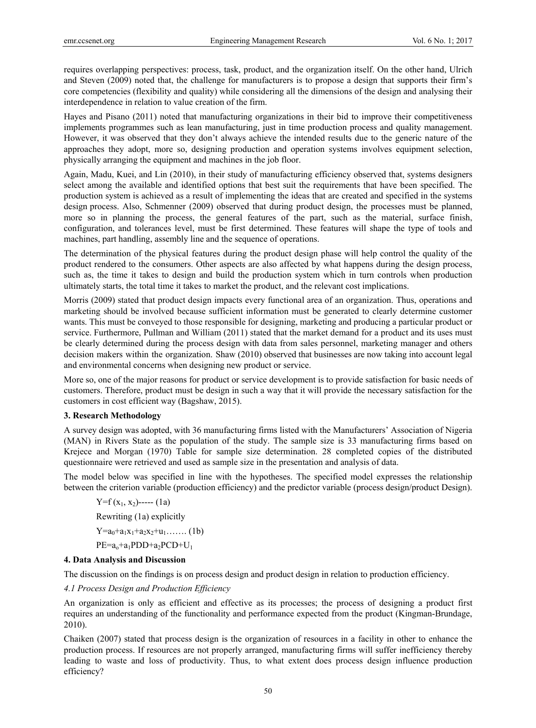requires overlapping perspectives: process, task, product, and the organization itself. On the other hand, Ulrich and Steven (2009) noted that, the challenge for manufacturers is to propose a design that supports their firm's core competencies (flexibility and quality) while considering all the dimensions of the design and analysing their interdependence in relation to value creation of the firm.

Hayes and Pisano (2011) noted that manufacturing organizations in their bid to improve their competitiveness implements programmes such as lean manufacturing, just in time production process and quality management. However, it was observed that they don't always achieve the intended results due to the generic nature of the approaches they adopt, more so, designing production and operation systems involves equipment selection, physically arranging the equipment and machines in the job floor.

Again, Madu, Kuei, and Lin (2010), in their study of manufacturing efficiency observed that, systems designers select among the available and identified options that best suit the requirements that have been specified. The production system is achieved as a result of implementing the ideas that are created and specified in the systems design process. Also, Schmenner (2009) observed that during product design, the processes must be planned, more so in planning the process, the general features of the part, such as the material, surface finish, configuration, and tolerances level, must be first determined. These features will shape the type of tools and machines, part handling, assembly line and the sequence of operations.

The determination of the physical features during the product design phase will help control the quality of the product rendered to the consumers. Other aspects are also affected by what happens during the design process, such as, the time it takes to design and build the production system which in turn controls when production ultimately starts, the total time it takes to market the product, and the relevant cost implications.

Morris (2009) stated that product design impacts every functional area of an organization. Thus, operations and marketing should be involved because sufficient information must be generated to clearly determine customer wants. This must be conveyed to those responsible for designing, marketing and producing a particular product or service. Furthermore, Pullman and William (2011) stated that the market demand for a product and its uses must be clearly determined during the process design with data from sales personnel, marketing manager and others decision makers within the organization. Shaw (2010) observed that businesses are now taking into account legal and environmental concerns when designing new product or service.

More so, one of the major reasons for product or service development is to provide satisfaction for basic needs of customers. Therefore, product must be design in such a way that it will provide the necessary satisfaction for the customers in cost efficient way (Bagshaw, 2015).

## 3. Research Methodology

A survey design was adopted, with 36 manufacturing firms listed with the Manufacturers' Association of Nigeria (MAN) in Rivers State as the population of the study. The sample size is 33 manufacturing firms based on Krejece and Morgan (1970) Table for sample size determination. 28 completed copies of the distributed questionnaire were retrieved and used as sample size in the presentation and analysis of data.

The model below was specified in line with the hypotheses. The specified model expresses the relationship between the criterion variable (production efficiency) and the predictor variable (process design/product Design).

$Y=f(x_1, x_2)$----- (1a)

Rewriting (1a) explicitly

$Y=a_0+a_1x_1+a_2x_2+u_1$……. (1b)

$PE=a_o+a_1PDD+a_2PCD+U_1$

## 4. Data Analysis and Discussion

The discussion on the findings is on process design and product design in relation to production efficiency.

### *4.1 Process Design and Production Efficiency*

An organization is only as efficient and effective as its processes; the process of designing a product first requires an understanding of the functionality and performance expected from the product (Kingman-Brundage, 2010).

Chaiken (2007) stated that process design is the organization of resources in a facility in other to enhance the production process. If resources are not properly arranged, manufacturing firms will suffer inefficiency thereby leading to waste and loss of productivity. Thus, to what extent does process design influence production efficiency?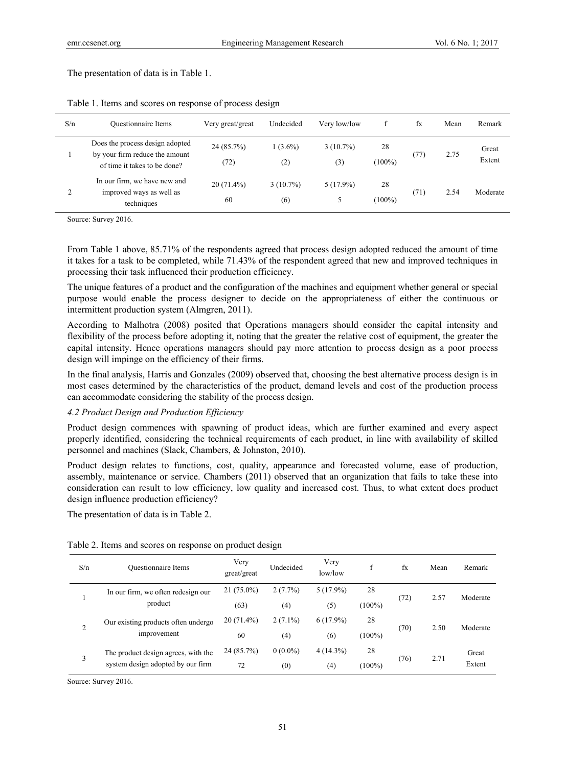The presentation of data is in Table 1.

Table 1. Items and scores on response of process design

| S/n | Questionnaire Items | Very great/great | Undecided | Very low/low | f | fx | Mean | Remark |
|---|---|---|---|---|---|---|---|---|
| 1 | Does the process design adopted by your firm reduce the amount of time it takes to be done? | 24 (85.7%) (72) | 1 (3.6%) (2) | 3 (10.7%) (3) | 28 (100%) | (77) | 2.75 | Great Extent |
| 2 | In our firm, we have new and improved ways as well as techniques | 20 (71.4%) 60 | 3 (10.7%) (6) | 5 (17.9%) 5 | 28 (100%) | (71) | 2.54 | Moderate |

Source: Survey 2016.

From Table 1 above, 85.71% of the respondents agreed that process design adopted reduced the amount of time it takes for a task to be completed, while 71.43% of the respondent agreed that new and improved techniques in processing their task influenced their production efficiency.

The unique features of a product and the configuration of the machines and equipment whether general or special purpose would enable the process designer to decide on the appropriateness of either the continuous or intermittent production system (Almgren, 2011).

According to Malhotra (2008) posited that Operations managers should consider the capital intensity and flexibility of the process before adopting it, noting that the greater the relative cost of equipment, the greater the capital intensity. Hence operations managers should pay more attention to process design as a poor process design will impinge on the efficiency of their firms.

In the final analysis, Harris and Gonzales (2009) observed that, choosing the best alternative process design is in most cases determined by the characteristics of the product, demand levels and cost of the production process can accommodate considering the stability of the process design.

### *4.2 Product Design and Production Efficiency*

Product design commences with spawning of product ideas, which are further examined and every aspect properly identified, considering the technical requirements of each product, in line with availability of skilled personnel and machines (Slack, Chambers, & Johnston, 2010).

Product design relates to functions, cost, quality, appearance and forecasted volume, ease of production, assembly, maintenance or service. Chambers (2011) observed that an organization that fails to take these into consideration can result to low efficiency, low quality and increased cost. Thus, to what extent does product design influence production efficiency?

The presentation of data is in Table 2.

Table 2. Items and scores on response on product design

| S/n | Questionnaire Items | Very great/great | Undecided | Very low/low | f | fx | Mean | Remark |
|---|---|---|---|---|---|---|---|---|
| 1 | In our firm, we often redesign our product | 21 (75.0%) (63) | 2 (7.7%) (4) | 5 (17.9%) (5) | 28 (100%) | (72) | 2.57 | Moderate |
| 2 | Our existing products often undergo improvement | 20 (71.4%) 60 | 2 (7.1%) (4) | 6 (17.9%) (6) | 28 (100%) | (70) | 2.50 | Moderate |
| 3 | The product design agrees, with the system design adopted by our firm | 24 (85.7%) 72 | 0 (0.0%) (0) | 4 (14.3%) (4) | 28 (100%) | (76) | 2.71 | Great Extent |

Source: Survey 2016.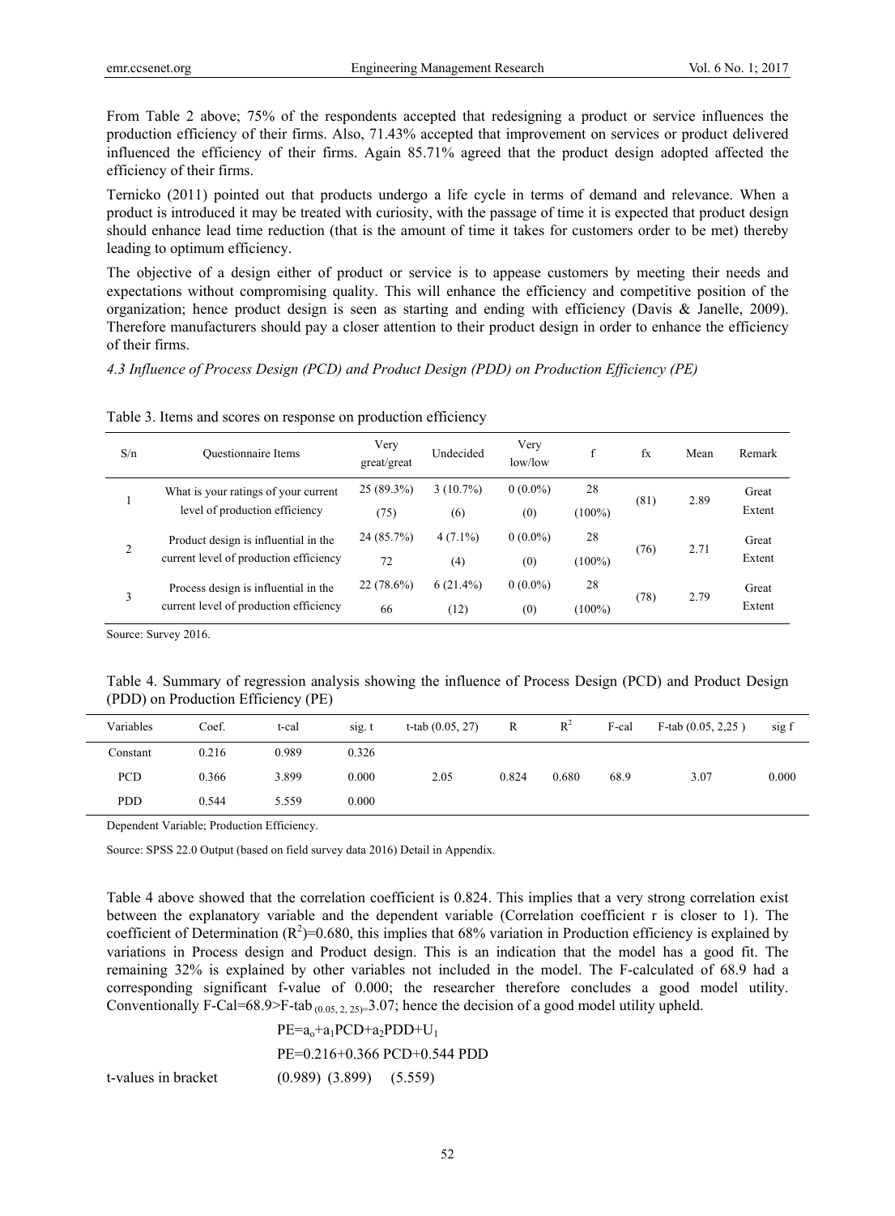From Table 2 above; 75% of the respondents accepted that redesigning a product or service influences the production efficiency of their firms. Also, 71.43% accepted that improvement on services or product delivered influenced the efficiency of their firms. Again 85.71% agreed that the product design adopted affected the efficiency of their firms.

Ternicko (2011) pointed out that products undergo a life cycle in terms of demand and relevance. When a product is introduced it may be treated with curiosity, with the passage of time it is expected that product design should enhance lead time reduction (that is the amount of time it takes for customers order to be met) thereby leading to optimum efficiency.

The objective of a design either of product or service is to appease customers by meeting their needs and expectations without compromising quality. This will enhance the efficiency and competitive position of the organization; hence product design is seen as starting and ending with efficiency (Davis & Janelle, 2009). Therefore manufacturers should pay a closer attention to their product design in order to enhance the efficiency of their firms.

*4.3 Influence of Process Design (PCD) and Product Design (PDD) on Production Efficiency (PE)*

Table 3. Items and scores on response on production efficiency

| S/n | Questionnaire Items | Very great/great | Undecided | Very low/low | f | fx | Mean | Remark |
|---|---|---|---|---|---|---|---|---|
| 1 | What is your ratings of your current level of production efficiency | 25 (89.3%) (75) | 3 (10.7%) (6) | 0 (0.0%) (0) | 28 (100%) | (81) | 2.89 | Great Extent |
| 2 | Product design is influential in the current level of production efficiency | 24 (85.7%) 72 | 4 (7.1%) (4) | 0 (0.0%) (0) | 28 (100%) | (76) | 2.71 | Great Extent |
| 3 | Process design is influential in the current level of production efficiency | 22 (78.6%) 66 | 6 (21.4%) (12) | 0 (0.0%) (0) | 28 (100%) | (78) | 2.79 | Great Extent |

Source: Survey 2016.

Table 4. Summary of regression analysis showing the influence of Process Design (PCD) and Product Design (PDD) on Production Efficiency (PE)

| Variables | Coef. | t-cal | sig. t | t-tab (0.05, 27) | R | $R^2$ | F-cal | F-tab (0.05, 2,25 ) | sig f |
|---|---|---|---|---|---|---|---|---|---|
| Constant | 0.216 | 0.989 | 0.326 | | | | | | |
| PCD | 0.366 | 3.899 | 0.000 | 2.05 | 0.824 | 0.680 | 68.9 | 3.07 | 0.000 |
| PDD | 0.544 | 5.559 | 0.000 | | | | | | |

Dependent Variable; Production Efficiency.

Source: SPSS 22.0 Output (based on field survey data 2016) Detail in Appendix.

Table 4 above showed that the correlation coefficient is 0.824. This implies that a very strong correlation exist between the explanatory variable and the dependent variable (Correlation coefficient r is closer to 1). The coefficient of Determination ($R^2$)=0.680, this implies that 68% variation in Production efficiency is explained by variations in Process design and Product design. This is an indication that the model has a good fit. The remaining 32% is explained by other variables not included in the model. The F-calculated of 68.9 had a corresponding significant f-value of 0.000; the researcher therefore concludes a good model utility. Conventionally F-Cal=68.9>F-tab $_{(0.05, 2, 25)}$=3.07; hence the decision of a good model utility upheld.

$$PE=a_o+a_1PCD+a_2PDD+U_1$$

$$PE=0.216+0.366\ PCD+0.544\ PDD$$

t-values in bracket (0.989) (3.899) (5.559)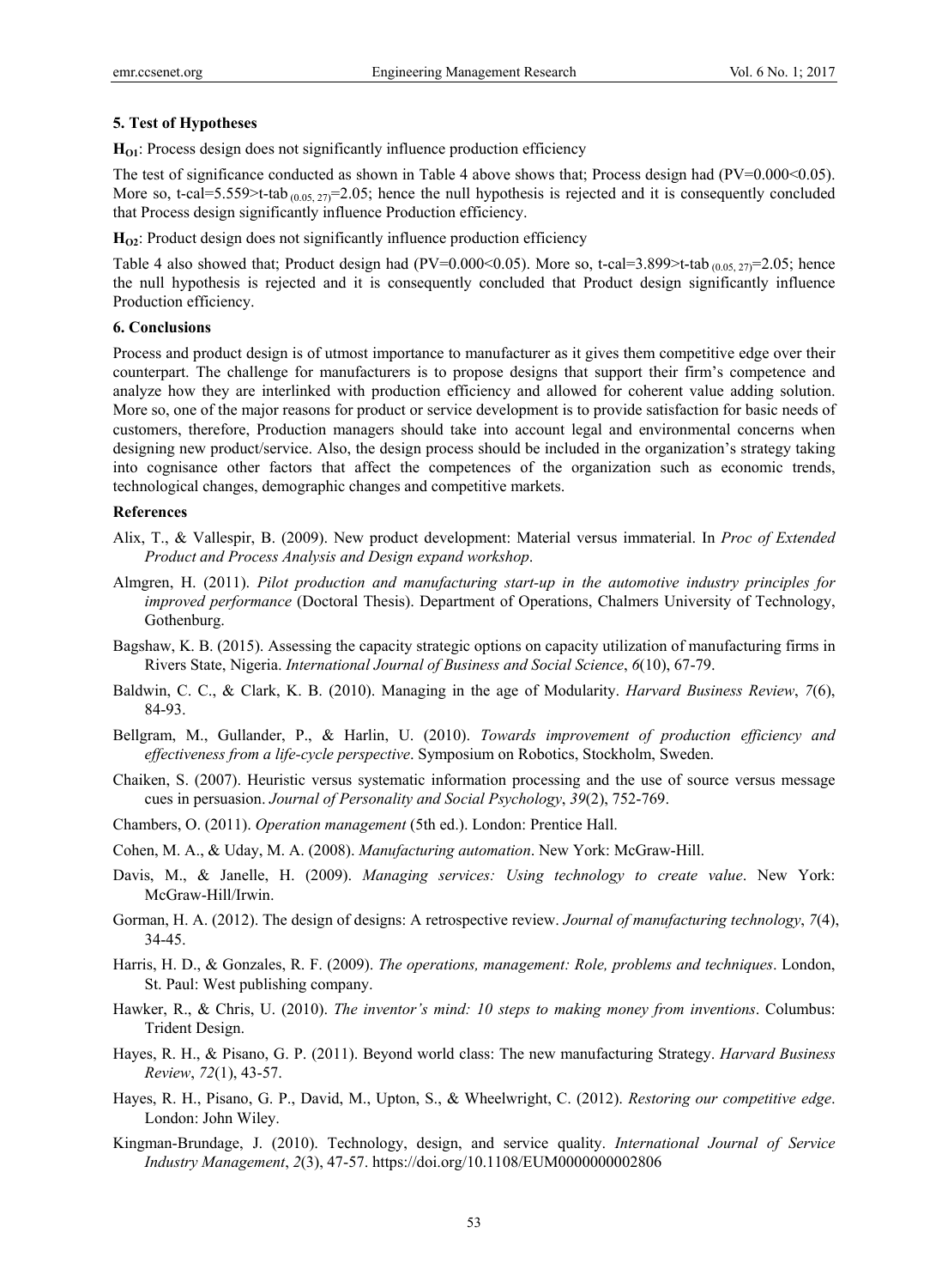## 5. Test of Hypotheses

**$H_{O1}$**: Process design does not significantly influence production efficiency

The test of significance conducted as shown in Table 4 above shows that; Process design had (PV=0.000<0.05). More so, t-cal=5.559>t-tab $_{(0.05, 27)}$=2.05; hence the null hypothesis is rejected and it is consequently concluded that Process design significantly influence Production efficiency.

**$H_{O2}$**: Product design does not significantly influence production efficiency

Table 4 also showed that; Product design had (PV=0.000<0.05). More so, t-cal=3.899>t-tab $_{(0.05, 27)}$=2.05; hence the null hypothesis is rejected and it is consequently concluded that Product design significantly influence Production efficiency.

## 6. Conclusions

Process and product design is of utmost importance to manufacturer as it gives them competitive edge over their counterpart. The challenge for manufacturers is to propose designs that support their firm's competence and analyze how they are interlinked with production efficiency and allowed for coherent value adding solution. More so, one of the major reasons for product or service development is to provide satisfaction for basic needs of customers, therefore, Production managers should take into account legal and environmental concerns when designing new product/service. Also, the design process should be included in the organization's strategy taking into cognisance other factors that affect the competences of the organization such as economic trends, technological changes, demographic changes and competitive markets.

## References

Alix, T., & Vallespir, B. (2009). New product development: Material versus immaterial. In *Proc of Extended Product and Process Analysis and Design expand workshop*.

Almgren, H. (2011). *Pilot production and manufacturing start-up in the automotive industry principles for improved performance* (Doctoral Thesis). Department of Operations, Chalmers University of Technology, Gothenburg.

Bagshaw, K. B. (2015). Assessing the capacity strategic options on capacity utilization of manufacturing firms in Rivers State, Nigeria. *International Journal of Business and Social Science*, *6*(10), 67-79.

Baldwin, C. C., & Clark, K. B. (2010). Managing in the age of Modularity. *Harvard Business Review*, *7*(6), 84-93.

Bellgram, M., Gullander, P., & Harlin, U. (2010). *Towards improvement of production efficiency and effectiveness from a life-cycle perspective*. Symposium on Robotics, Stockholm, Sweden.

Chaiken, S. (2007). Heuristic versus systematic information processing and the use of source versus message cues in persuasion. *Journal of Personality and Social Psychology*, *39*(2), 752-769.

Chambers, O. (2011). *Operation management* (5th ed.). London: Prentice Hall.

Cohen, M. A., & Uday, M. A. (2008). *Manufacturing automation*. New York: McGraw-Hill.

Davis, M., & Janelle, H. (2009). *Managing services: Using technology to create value*. New York: McGraw-Hill/Irwin.

Gorman, H. A. (2012). The design of designs: A retrospective review. *Journal of manufacturing technology*, *7*(4), 34-45.

Harris, H. D., & Gonzales, R. F. (2009). *The operations, management: Role, problems and techniques*. London, St. Paul: West publishing company.

Hawker, R., & Chris, U. (2010). *The inventor's mind: 10 steps to making money from inventions*. Columbus: Trident Design.

Hayes, R. H., & Pisano, G. P. (2011). Beyond world class: The new manufacturing Strategy. *Harvard Business Review*, *72*(1), 43-57.

Hayes, R. H., Pisano, G. P., David, M., Upton, S., & Wheelwright, C. (2012). *Restoring our competitive edge*. London: John Wiley.

Kingman-Brundage, J. (2010). Technology, design, and service quality. *International Journal of Service Industry Management*, *2*(3), 47-57. https://doi.org/10.1108/EUM0000000002806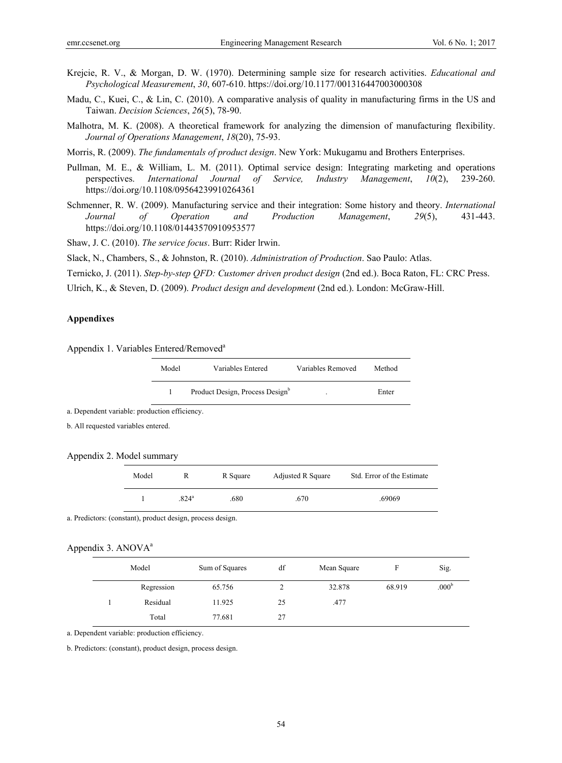Krejcie, R. V., & Morgan, D. W. (1970). Determining sample size for research activities. *Educational and Psychological Measurement*, *30*, 607-610. https://doi.org/10.1177/001316447003000308

Madu, C., Kuei, C., & Lin, C. (2010). A comparative analysis of quality in manufacturing firms in the US and Taiwan. *Decision Sciences*, *26*(5), 78-90.

Malhotra, M. K. (2008). A theoretical framework for analyzing the dimension of manufacturing flexibility. *Journal of Operations Management*, *18*(20), 75-93.

Morris, R. (2009). *The fundamentals of product design*. New York: Mukugamu and Brothers Enterprises.

Pullman, M. E., & William, L. M. (2011). Optimal service design: Integrating marketing and operations perspectives. *International Journal of Service, Industry Management*, *10*(2), 239-260. https://doi.org/10.1108/09564239910264361

Schmenner, R. W. (2009). Manufacturing service and their integration: Some history and theory. *International Journal of Operation and Production Management*, *29*(5), 431-443. https://doi.org/10.1108/01443570910953577

Shaw, J. C. (2010). *The service focus*. Burr: Rider lrwin.

Slack, N., Chambers, S., & Johnston, R. (2010). *Administration of Production*. Sao Paulo: Atlas.

Ternicko, J. (2011). *Step-by-step QFD: Customer driven product design* (2nd ed.). Boca Raton, FL: CRC Press.

Ulrich, K., & Steven, D. (2009). *Product design and development* (2nd ed.). London: McGraw-Hill.

## Appendixes

Appendix 1. Variables Entered/Removed[a]

| Model | Variables Entered | Variables Removed | Method |
|---|---|---|---|
| 1 | Product Design, Process Design[b] | . | Enter |

a. Dependent variable: production efficiency.

b. All requested variables entered.

Appendix 2. Model summary

| Model | R | R Square | Adjusted R Square | Std. Error of the Estimate |
|---|---|---|---|---|
| 1 | .824[a] | .680 | .670 | .69069 |

a. Predictors: (constant), product design, process design.

Appendix 3. ANOVA[a]

| Model | | Sum of Squares | df | Mean Square | F | Sig. |
|---|---|---|---|---|---|---|
| 1 | Regression | 65.756 | 2 | 32.878 | 68.919 | .000[b] |
| | Residual | 11.925 | 25 | .477 | | |
| | Total | 77.681 | 27 | | | |

a. Dependent variable: production efficiency.

b. Predictors: (constant), product design, process design.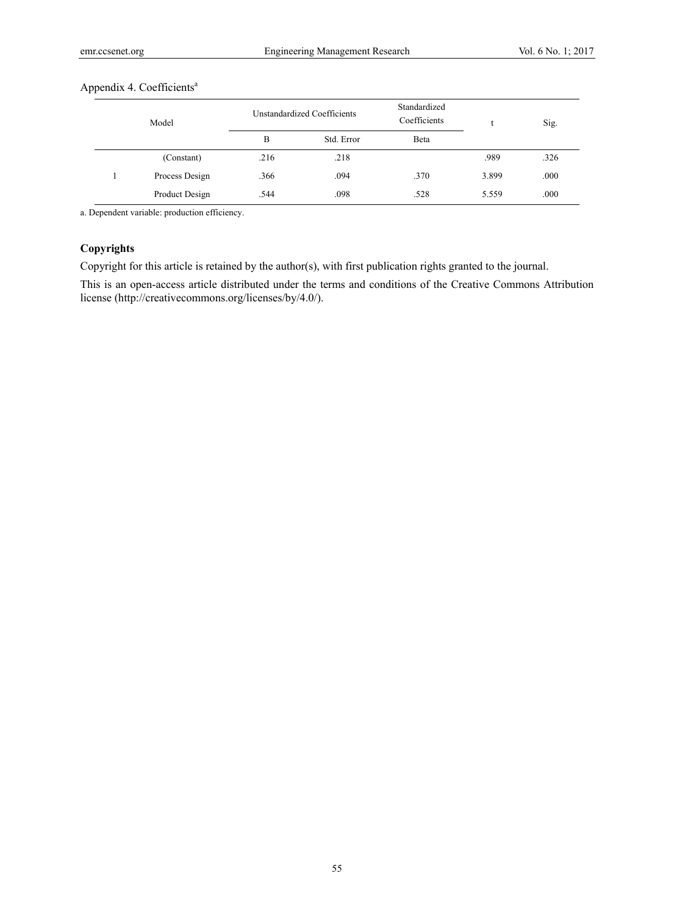Appendix 4. Coefficients[a]

| Model | | Unstandardized Coefficients | | Standardized Coefficients | t | Sig. |
|---|---|---|---|---|---|---|
| | | B | Std. Error | Beta | | |
| 1 | (Constant) | .216 | .218 | | .989 | .326 |
| | Process Design | .366 | .094 | .370 | 3.899 | .000 |
| | Product Design | .544 | .098 | .528 | 5.559 | .000 |

a. Dependent variable: production efficiency.

## Copyrights

Copyright for this article is retained by the author(s), with first publication rights granted to the journal.

This is an open-access article distributed under the terms and conditions of the Creative Commons Attribution license (http://creativecommons.org/licenses/by/4.0/).